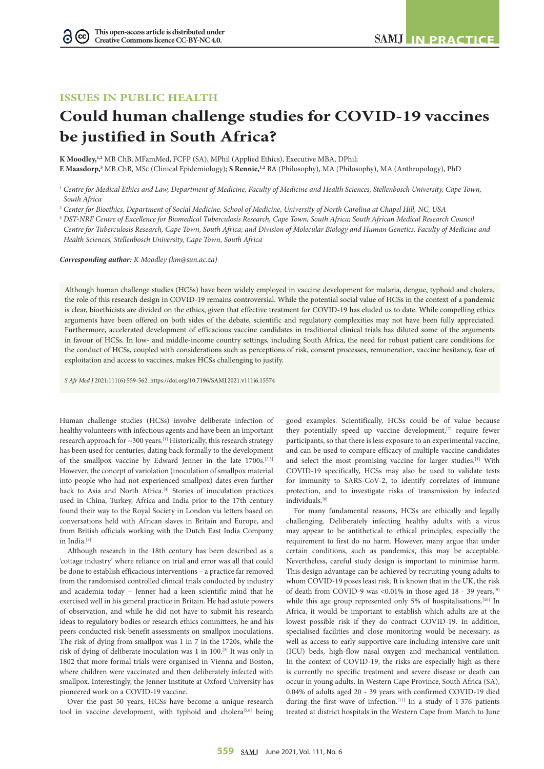ISSUES IN PUBLIC HEALTH

# Could human challenge studies for COVID-19 vaccines be justified in South Africa?

**K Moodley,**[1,2] MB ChB, MFamMed, FCFP (SA), MPhil (Applied Ethics), Executive MBA, DPhil;
**E Maasdorp,**[3] MB ChB, MSc (Clinical Epidemiology); **S Rennie,**[1,2] BA (Philosophy), MA (Philosophy), MA (Anthropology), PhD

[1] *Centre for Medical Ethics and Law, Department of Medicine, Faculty of Medicine and Health Sciences, Stellenbosch University, Cape Town, South Africa*

[2] *Center for Bioethics, Department of Social Medicine, School of Medicine, University of North Carolina at Chapel Hill, NC, USA*

[3] *DST-NRF Centre of Excellence for Biomedical Tuberculosis Research, Cape Town, South Africa; South African Medical Research Council Centre for Tuberculosis Research, Cape Town, South Africa; and Division of Molecular Biology and Human Genetics, Faculty of Medicine and Health Sciences, Stellenbosch University, Cape Town, South Africa*

***Corresponding author:*** *K Moodley (km@sun.ac.za)*

Although human challenge studies (HCSs) have been widely employed in vaccine development for malaria, dengue, typhoid and cholera, the role of this research design in COVID-19 remains controversial. While the potential social value of HCSs in the context of a pandemic is clear, bioethicists are divided on the ethics, given that effective treatment for COVID-19 has eluded us to date. While compelling ethics arguments have been offered on both sides of the debate, scientific and regulatory complexities may not have been fully appreciated. Furthermore, accelerated development of efficacious vaccine candidates in traditional clinical trials has diluted some of the arguments in favour of HCSs. In low- and middle-income country settings, including South Africa, the need for robust patient care conditions for the conduct of HCSs, coupled with considerations such as perceptions of risk, consent processes, remuneration, vaccine hesitancy, fear of exploitation and access to vaccines, makes HCSs challenging to justify.

*S Afr Med J* 2021;111(6):559-562. https://doi.org/10.7196/SAMJ.2021.v111i6.15574

Human challenge studies (HCSs) involve deliberate infection of healthy volunteers with infectious agents and have been an important research approach for ~300 years.[1] Historically, this research strategy has been used for centuries, dating back formally to the development of the smallpox vaccine by Edward Jenner in the late 1700s.[2,3] However, the concept of variolation (inoculation of smallpox material into people who had not experienced smallpox) dates even further back to Asia and North Africa.[4] Stories of inoculation practices used in China, Turkey, Africa and India prior to the 17th century found their way to the Royal Society in London via letters based on conversations held with African slaves in Britain and Europe, and from British officials working with the Dutch East India Company in India.[3]

Although research in the 18th century has been described as a 'cottage industry' where reliance on trial and error was all that could be done to establish efficacious interventions – a practice far removed from the randomised controlled clinical trials conducted by industry and academia today – Jenner had a keen scientific mind that he exercised well in his general practice in Britain. He had astute powers of observation, and while he did not have to submit his research ideas to regulatory bodies or research ethics committees, he and his peers conducted risk-benefit assessments on smallpox inoculations. The risk of dying from smallpox was 1 in 7 in the 1720s, while the risk of dying of deliberate inoculation was 1 in 100.[3] It was only in 1802 that more formal trials were organised in Vienna and Boston, where children were vaccinated and then deliberately infected with smallpox. Interestingly, the Jenner Institute at Oxford University has pioneered work on a COVID-19 vaccine.

Over the past 50 years, HCSs have become a unique research tool in vaccine development, with typhoid and cholera[5,6] being good examples. Scientifically, HCSs could be of value because they potentially speed up vaccine development,[7] require fewer participants, so that there is less exposure to an experimental vaccine, and can be used to compare efficacy of multiple vaccine candidates and select the most promising vaccine for larger studies.[1] With COVID-19 specifically, HCSs may also be used to validate tests for immunity to SARS-CoV-2, to identify correlates of immune protection, and to investigate risks of transmission by infected individuals.[8]

For many fundamental reasons, HCSs are ethically and legally challenging. Deliberately infecting healthy adults with a virus may appear to be antithetical to ethical principles, especially the requirement to first do no harm. However, many argue that under certain conditions, such as pandemics, this may be acceptable. Nevertheless, careful study design is important to minimise harm. This design advantage can be achieved by recruiting young adults to whom COVID-19 poses least risk. It is known that in the UK, the risk of death from COVID-9 was <0.01% in those aged 18 - 39 years,[9] while this age group represented only 5% of hospitalisations.[10] In Africa, it would be important to establish which adults are at the lowest possible risk if they do contract COVID-19. In addition, specialised facilities and close monitoring would be necessary, as well as access to early supportive care including intensive care unit (ICU) beds, high-flow nasal oxygen and mechanical ventilation. In the context of COVID-19, the risks are especially high as there is currently no specific treatment and severe disease or death can occur in young adults. In Western Cape Province, South Africa (SA), 0.04% of adults aged 20 - 39 years with confirmed COVID-19 died during the first wave of infection.[11] In a study of 1 376 patients treated at district hospitals in the Western Cape from March to June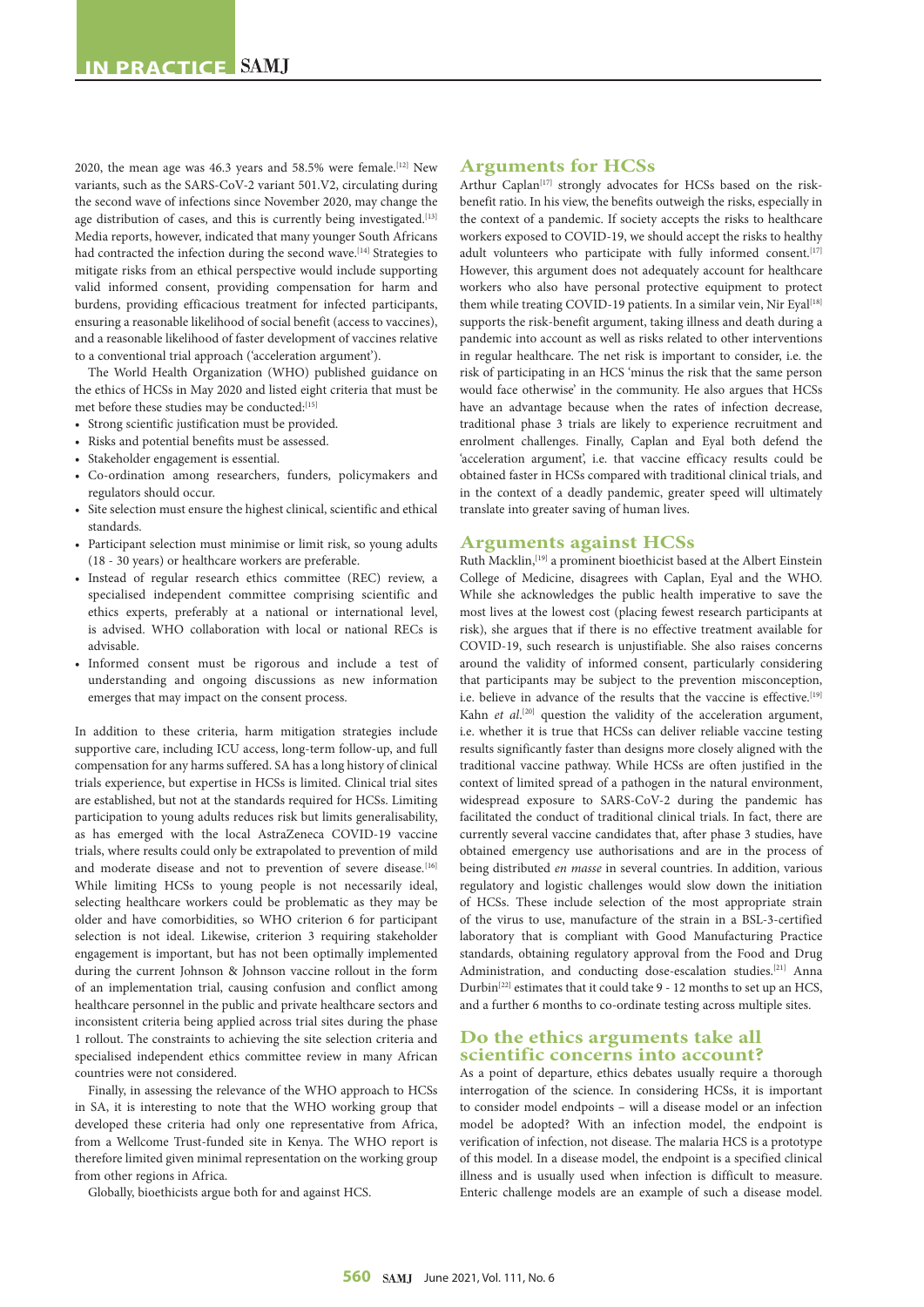2020, the mean age was 46.3 years and 58.5% were female.[12] New variants, such as the SARS-CoV-2 variant 501.V2, circulating during the second wave of infections since November 2020, may change the age distribution of cases, and this is currently being investigated.[13] Media reports, however, indicated that many younger South Africans had contracted the infection during the second wave.[14] Strategies to mitigate risks from an ethical perspective would include supporting valid informed consent, providing compensation for harm and burdens, providing efficacious treatment for infected participants, ensuring a reasonable likelihood of social benefit (access to vaccines), and a reasonable likelihood of faster development of vaccines relative to a conventional trial approach ('acceleration argument').

The World Health Organization (WHO) published guidance on the ethics of HCSs in May 2020 and listed eight criteria that must be met before these studies may be conducted:[15]

- Strong scientific justification must be provided.
- Risks and potential benefits must be assessed.
- Stakeholder engagement is essential.
- Co-ordination among researchers, funders, policymakers and regulators should occur.
- Site selection must ensure the highest clinical, scientific and ethical standards.
- Participant selection must minimise or limit risk, so young adults (18 - 30 years) or healthcare workers are preferable.
- Instead of regular research ethics committee (REC) review, a specialised independent committee comprising scientific and ethics experts, preferably at a national or international level, is advised. WHO collaboration with local or national RECs is advisable.
- Informed consent must be rigorous and include a test of understanding and ongoing discussions as new information emerges that may impact on the consent process.

In addition to these criteria, harm mitigation strategies include supportive care, including ICU access, long-term follow-up, and full compensation for any harms suffered. SA has a long history of clinical trials experience, but expertise in HCSs is limited. Clinical trial sites are established, but not at the standards required for HCSs. Limiting participation to young adults reduces risk but limits generalisability, as has emerged with the local AstraZeneca COVID-19 vaccine trials, where results could only be extrapolated to prevention of mild and moderate disease and not to prevention of severe disease.[16] While limiting HCSs to young people is not necessarily ideal, selecting healthcare workers could be problematic as they may be older and have comorbidities, so WHO criterion 6 for participant selection is not ideal. Likewise, criterion 3 requiring stakeholder engagement is important, but has not been optimally implemented during the current Johnson & Johnson vaccine rollout in the form of an implementation trial, causing confusion and conflict among healthcare personnel in the public and private healthcare sectors and inconsistent criteria being applied across trial sites during the phase 1 rollout. The constraints to achieving the site selection criteria and specialised independent ethics committee review in many African countries were not considered.

Finally, in assessing the relevance of the WHO approach to HCSs in SA, it is interesting to note that the WHO working group that developed these criteria had only one representative from Africa, from a Wellcome Trust-funded site in Kenya. The WHO report is therefore limited given minimal representation on the working group from other regions in Africa.

Globally, bioethicists argue both for and against HCS.

## Arguments for HCSs

Arthur Caplan[17] strongly advocates for HCSs based on the risk-benefit ratio. In his view, the benefits outweigh the risks, especially in the context of a pandemic. If society accepts the risks to healthcare workers exposed to COVID-19, we should accept the risks to healthy adult volunteers who participate with fully informed consent.[17] However, this argument does not adequately account for healthcare workers who also have personal protective equipment to protect them while treating COVID-19 patients. In a similar vein, Nir Eyal[18] supports the risk-benefit argument, taking illness and death during a pandemic into account as well as risks related to other interventions in regular healthcare. The net risk is important to consider, i.e. the risk of participating in an HCS 'minus the risk that the same person would face otherwise' in the community. He also argues that HCSs have an advantage because when the rates of infection decrease, traditional phase 3 trials are likely to experience recruitment and enrolment challenges. Finally, Caplan and Eyal both defend the 'acceleration argument', i.e. that vaccine efficacy results could be obtained faster in HCSs compared with traditional clinical trials, and in the context of a deadly pandemic, greater speed will ultimately translate into greater saving of human lives.

## Arguments against HCSs

Ruth Macklin,[19] a prominent bioethicist based at the Albert Einstein College of Medicine, disagrees with Caplan, Eyal and the WHO. While she acknowledges the public health imperative to save the most lives at the lowest cost (placing fewest research participants at risk), she argues that if there is no effective treatment available for COVID-19, such research is unjustifiable. She also raises concerns around the validity of informed consent, particularly considering that participants may be subject to the prevention misconception, i.e. believe in advance of the results that the vaccine is effective.[19] Kahn *et al*.[20] question the validity of the acceleration argument, i.e. whether it is true that HCSs can deliver reliable vaccine testing results significantly faster than designs more closely aligned with the traditional vaccine pathway. While HCSs are often justified in the context of limited spread of a pathogen in the natural environment, widespread exposure to SARS-CoV-2 during the pandemic has facilitated the conduct of traditional clinical trials. In fact, there are currently several vaccine candidates that, after phase 3 studies, have obtained emergency use authorisations and are in the process of being distributed *en masse* in several countries. In addition, various regulatory and logistic challenges would slow down the initiation of HCSs. These include selection of the most appropriate strain of the virus to use, manufacture of the strain in a BSL-3-certified laboratory that is compliant with Good Manufacturing Practice standards, obtaining regulatory approval from the Food and Drug Administration, and conducting dose-escalation studies.[21] Anna Durbin[22] estimates that it could take 9 - 12 months to set up an HCS, and a further 6 months to co-ordinate testing across multiple sites.

## Do the ethics arguments take all scientific concerns into account?

As a point of departure, ethics debates usually require a thorough interrogation of the science. In considering HCSs, it is important to consider model endpoints – will a disease model or an infection model be adopted? With an infection model, the endpoint is verification of infection, not disease. The malaria HCS is a prototype of this model. In a disease model, the endpoint is a specified clinical illness and is usually used when infection is difficult to measure. Enteric challenge models are an example of such a disease model.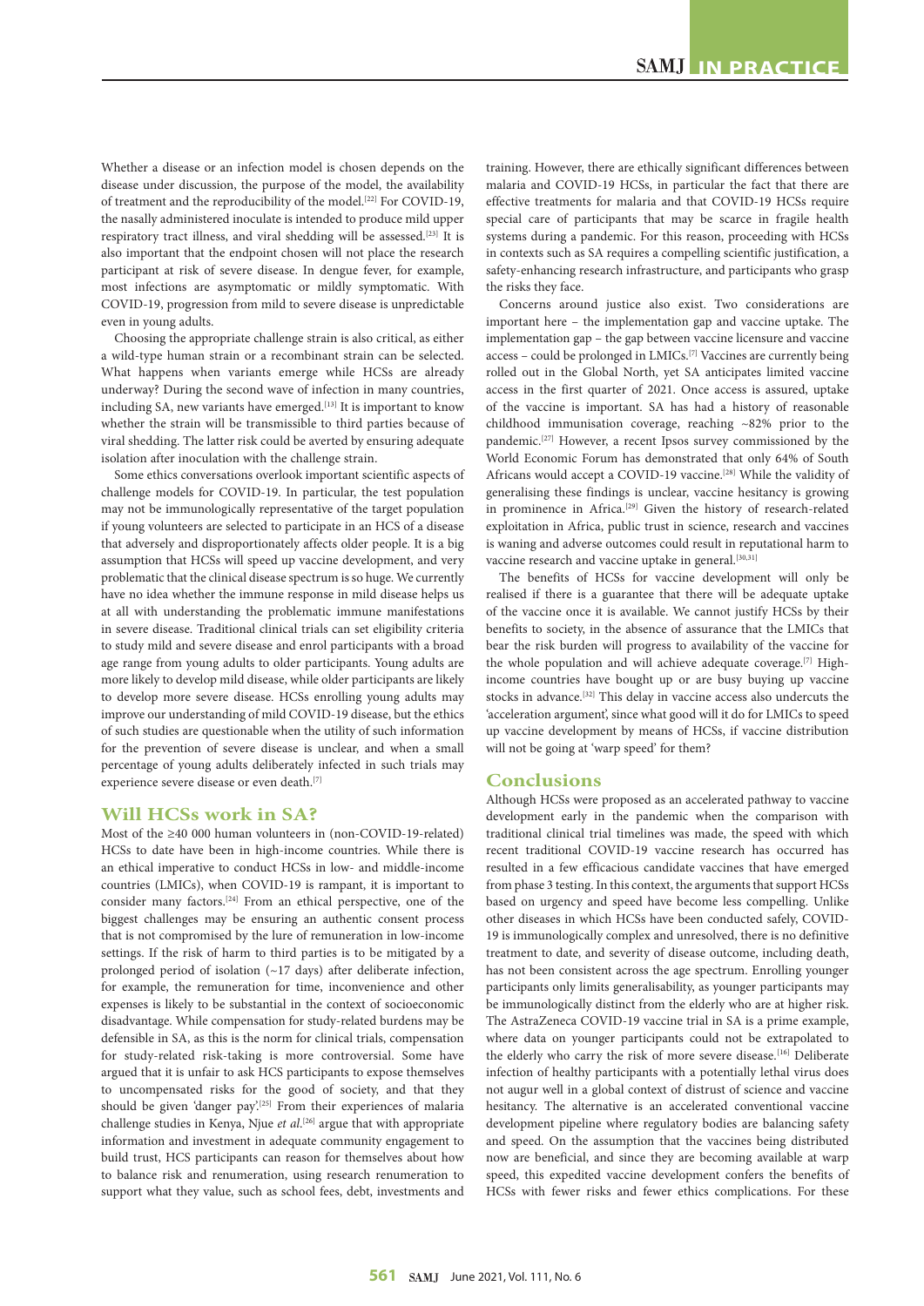Whether a disease or an infection model is chosen depends on the disease under discussion, the purpose of the model, the availability of treatment and the reproducibility of the model.[22] For COVID-19, the nasally administered inoculate is intended to produce mild upper respiratory tract illness, and viral shedding will be assessed.[23] It is also important that the endpoint chosen will not place the research participant at risk of severe disease. In dengue fever, for example, most infections are asymptomatic or mildly symptomatic. With COVID-19, progression from mild to severe disease is unpredictable even in young adults.

Choosing the appropriate challenge strain is also critical, as either a wild-type human strain or a recombinant strain can be selected. What happens when variants emerge while HCSs are already underway? During the second wave of infection in many countries, including SA, new variants have emerged.[13] It is important to know whether the strain will be transmissible to third parties because of viral shedding. The latter risk could be averted by ensuring adequate isolation after inoculation with the challenge strain.

Some ethics conversations overlook important scientific aspects of challenge models for COVID-19. In particular, the test population may not be immunologically representative of the target population if young volunteers are selected to participate in an HCS of a disease that adversely and disproportionately affects older people. It is a big assumption that HCSs will speed up vaccine development, and very problematic that the clinical disease spectrum is so huge. We currently have no idea whether the immune response in mild disease helps us at all with understanding the problematic immune manifestations in severe disease. Traditional clinical trials can set eligibility criteria to study mild and severe disease and enrol participants with a broad age range from young adults to older participants. Young adults are more likely to develop mild disease, while older participants are likely to develop more severe disease. HCSs enrolling young adults may improve our understanding of mild COVID-19 disease, but the ethics of such studies are questionable when the utility of such information for the prevention of severe disease is unclear, and when a small percentage of young adults deliberately infected in such trials may experience severe disease or even death.[7]

## Will HCSs work in SA?

Most of the ≥40 000 human volunteers in (non-COVID-19-related) HCSs to date have been in high-income countries. While there is an ethical imperative to conduct HCSs in low- and middle-income countries (LMICs), when COVID-19 is rampant, it is important to consider many factors.[24] From an ethical perspective, one of the biggest challenges may be ensuring an authentic consent process that is not compromised by the lure of remuneration in low-income settings. If the risk of harm to third parties is to be mitigated by a prolonged period of isolation (~17 days) after deliberate infection, for example, the remuneration for time, inconvenience and other expenses is likely to be substantial in the context of socioeconomic disadvantage. While compensation for study-related burdens may be defensible in SA, as this is the norm for clinical trials, compensation for study-related risk-taking is more controversial. Some have argued that it is unfair to ask HCS participants to expose themselves to uncompensated risks for the good of society, and that they should be given 'danger pay'.[25] From their experiences of malaria challenge studies in Kenya, Njue *et al*.[26] argue that with appropriate information and investment in adequate community engagement to build trust, HCS participants can reason for themselves about how to balance risk and renumeration, using research renumeration to support what they value, such as school fees, debt, investments and training. However, there are ethically significant differences between malaria and COVID-19 HCSs, in particular the fact that there are effective treatments for malaria and that COVID-19 HCSs require special care of participants that may be scarce in fragile health systems during a pandemic. For this reason, proceeding with HCSs in contexts such as SA requires a compelling scientific justification, a safety-enhancing research infrastructure, and participants who grasp the risks they face.

Concerns around justice also exist. Two considerations are important here – the implementation gap and vaccine uptake. The implementation gap – the gap between vaccine licensure and vaccine access – could be prolonged in LMICs.[7] Vaccines are currently being rolled out in the Global North, yet SA anticipates limited vaccine access in the first quarter of 2021. Once access is assured, uptake of the vaccine is important. SA has had a history of reasonable childhood immunisation coverage, reaching ~82% prior to the pandemic.[27] However, a recent Ipsos survey commissioned by the World Economic Forum has demonstrated that only 64% of South Africans would accept a COVID-19 vaccine.[28] While the validity of generalising these findings is unclear, vaccine hesitancy is growing in prominence in Africa.[29] Given the history of research-related exploitation in Africa, public trust in science, research and vaccines is waning and adverse outcomes could result in reputational harm to vaccine research and vaccine uptake in general.[30,31]

The benefits of HCSs for vaccine development will only be realised if there is a guarantee that there will be adequate uptake of the vaccine once it is available. We cannot justify HCSs by their benefits to society, in the absence of assurance that the LMICs that bear the risk burden will progress to availability of the vaccine for the whole population and will achieve adequate coverage.[7] High-income countries have bought up or are busy buying up vaccine stocks in advance.[32] This delay in vaccine access also undercuts the 'acceleration argument', since what good will it do for LMICs to speed up vaccine development by means of HCSs, if vaccine distribution will not be going at 'warp speed' for them?

## Conclusions

Although HCSs were proposed as an accelerated pathway to vaccine development early in the pandemic when the comparison with traditional clinical trial timelines was made, the speed with which recent traditional COVID-19 vaccine research has occurred has resulted in a few efficacious candidate vaccines that have emerged from phase 3 testing. In this context, the arguments that support HCSs based on urgency and speed have become less compelling. Unlike other diseases in which HCSs have been conducted safely, COVID-19 is immunologically complex and unresolved, there is no definitive treatment to date, and severity of disease outcome, including death, has not been consistent across the age spectrum. Enrolling younger participants only limits generalisability, as younger participants may be immunologically distinct from the elderly who are at higher risk. The AstraZeneca COVID-19 vaccine trial in SA is a prime example, where data on younger participants could not be extrapolated to the elderly who carry the risk of more severe disease.[16] Deliberate infection of healthy participants with a potentially lethal virus does not augur well in a global context of distrust of science and vaccine hesitancy. The alternative is an accelerated conventional vaccine development pipeline where regulatory bodies are balancing safety and speed. On the assumption that the vaccines being distributed now are beneficial, and since they are becoming available at warp speed, this expedited vaccine development confers the benefits of HCSs with fewer risks and fewer ethics complications. For these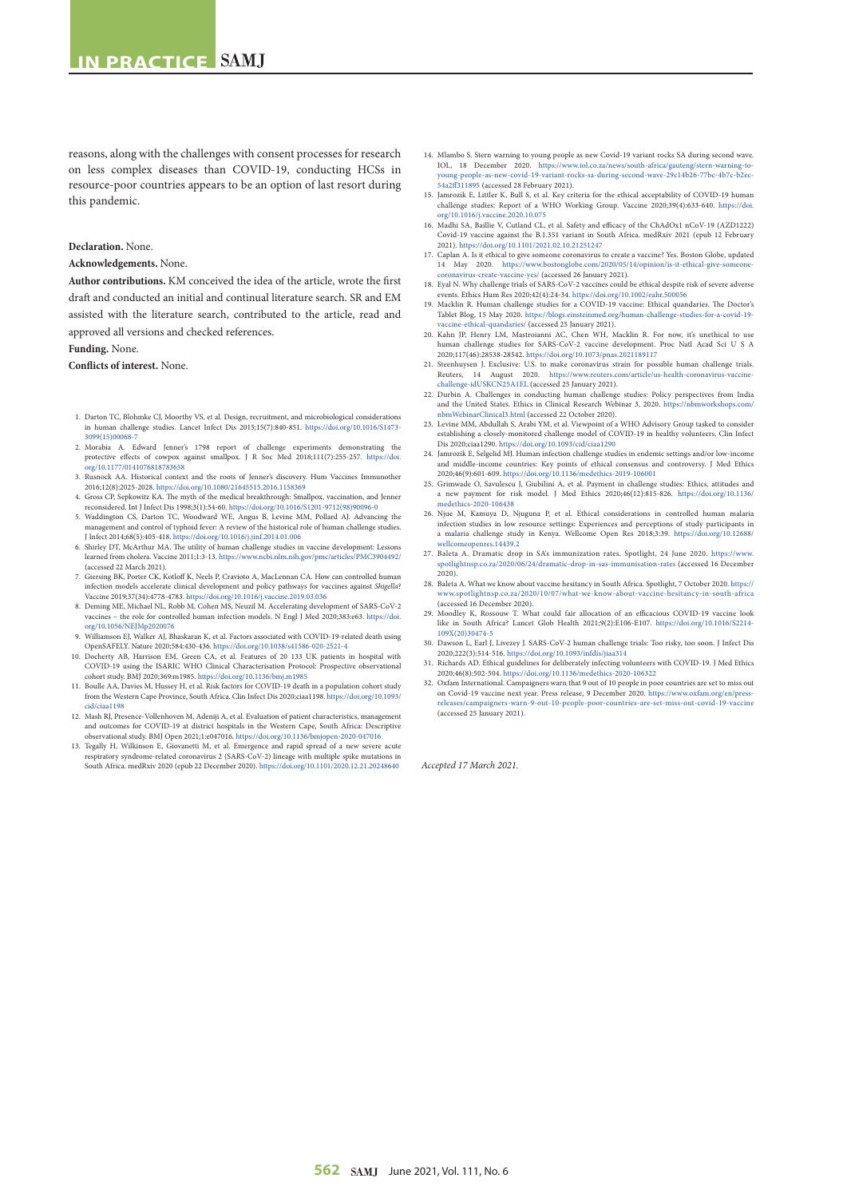reasons, along with the challenges with consent processes for research on less complex diseases than COVID-19, conducting HCSs in resource-poor countries appears to be an option of last resort during this pandemic.

**Declaration.** None.

**Acknowledgements.** None.

**Author contributions.** KM conceived the idea of the article, wrote the first draft and conducted an initial and continual literature search. SR and EM assisted with the literature search, contributed to the article, read and approved all versions and checked references.

**Funding.** None.

**Conflicts of interest.** None.

1. Darton TC, Blohmke CJ, Moorthy VS, et al. Design, recruitment, and microbiological considerations in human challenge studies. Lancet Infect Dis 2015;15(7):840-851. https://doi.org/10.1016/S1473-3099(15)00068-7
2. Morabia A. Edward Jenner's 1798 report of challenge experiments demonstrating the protective effects of cowpox against smallpox. J R Soc Med 2018;111(7):255-257. https://doi.org/10.1177/0141076818783658
3. Rusnock AA. Historical context and the roots of Jenner's discovery. Hum Vaccines Immunother 2016;12(8):2025-2028. https://doi.org/10.1080/21645515.2016.1158369
4. Gross CP, Sepkowitz KA. The myth of the medical breakthrough: Smallpox, vaccination, and Jenner reconsidered. Int J Infect Dis 1998;3(1):54-60. https://doi.org/10.1016/S1201-9712(98)90096-0
5. Waddington CS, Darton TC, Woodward WE, Angus B, Levine MM, Pollard AJ. Advancing the management and control of typhoid fever: A review of the historical role of human challenge studies. J Infect 2014;68(5):405-418. https://doi.org/10.1016/j.jinf.2014.01.006
6. Shirley DT, McArthur MA. The utility of human challenge studies in vaccine development: Lessons learned from cholera. Vaccine 2011;1:3-13. https://www.ncbi.nlm.nih.gov/pmc/articles/PMC3904492/ (accessed 22 March 2021).
7. Giersing BK, Porter CK, Kotloff K, Neels P, Cravioto A, MacLennan CA. How can controlled human infection models accelerate clinical development and policy pathways for vaccines against *Shigella*? Vaccine 2019;37(34):4778-4783. https://doi.org/10.1016/j.vaccine.2019.03.036
8. Deming ME, Michael NL, Robb M, Cohen MS, Neuzil M. Accelerating development of SARS-CoV-2 vaccines – the role for controlled human infection models. N Engl J Med 2020;383:e63. https://doi.org/10.1056/NEJMp2020076
9. Williamson EJ, Walker AJ, Bhaskaran K, et al. Factors associated with COVID-19-related death using OpenSAFELY. Nature 2020;584:430-436. https://doi.org/10.1038/s41586-020-2521-4
10. Docherty AB, Harrison EM, Green CA, et al. Features of 20 133 UK patients in hospital with COVID-19 using the ISARIC WHO Clinical Characterisation Protocol: Prospective observational cohort study. BMJ 2020;369:m1985. https://doi.org/10.1136/bmj.m1985
11. Boulle AA, Davies M, Hussey H, et al. Risk factors for COVID-19 death in a population cohort study from the Western Cape Province, South Africa. Clin Infect Dis 2020;ciaa1198. https://doi.org/10.1093/cid/ciaa1198
12. Mash RJ, Presence-Vollenhoven M, Adeniji A, et al. Evaluation of patient characteristics, management and outcomes for COVID-19 at district hospitals in the Western Cape, South Africa: Descriptive observational study. BMJ Open 2021;1:e047016. https://doi.org/10.1136/bmjopen-2020-047016
13. Tegally H, Wilkinson E, Giovanetti M, et al. Emergence and rapid spread of a new severe acute respiratory syndrome-related coronavirus 2 (SARS-CoV-2) lineage with multiple spike mutations in South Africa. medRxiv 2020 (epub 22 December 2020). https://doi.org/10.1101/2020.12.21.20248640
14. Mlambo S. Stern warning to young people as new Covid-19 variant rocks SA during second wave. IOL, 18 December 2020. https://www.iol.co.za/news/south-africa/gauteng/stern-warning-to-young-people-as-new-covid-19-variant-rocks-sa-during-second-wave-29c14b26-77bc-4b7c-b2ec-54a2ff311895 (accessed 28 February 2021).
15. Jamrozik E, Littler K, Bull S, et al. Key criteria for the ethical acceptability of COVID-19 human challenge studies: Report of a WHO Working Group. Vaccine 2020;39(4):633-640. https://doi.org/10.1016/j.vaccine.2020.10.075
16. Madhi SA, Baillie V, Cutland CL, et al. Safety and efficacy of the ChAdOx1 nCoV-19 (AZD1222) Covid-19 vaccine against the B.1.351 variant in South Africa. medRxiv 2021 (epub 12 February 2021). https://doi.org/10.1101/2021.02.10.21251247
17. Caplan A. Is it ethical to give someone coronavirus to create a vaccine? Yes. Boston Globe, updated 14 May 2020. https://www.bostonglobe.com/2020/05/14/opinion/is-it-ethical-give-someone-coronavirus-create-vaccine-yes/ (accessed 26 January 2021).
18. Eyal N. Why challenge trials of SARS-CoV-2 vaccines could be ethical despite risk of severe adverse events. Ethics Hum Res 2020;42(4):24-34. https://doi.org/10.1002/eahr.500056
19. Macklin R. Human challenge studies for a COVID-19 vaccine: Ethical quandaries. The Doctor's Tablet Blog, 15 May 2020. https://blogs.einsteinmed.org/human-challenge-studies-for-a-covid-19-vaccine-ethical-quandaries/ (accessed 25 January 2021).
20. Kahn JP, Henry LM, Mastroianni AC, Chen WH, Macklin R. For now, it's unethical to use human challenge studies for SARS-CoV-2 vaccine development. Proc Natl Acad Sci U S A 2020;117(46):28538-28542. https://doi.org/10.1073/pnas.2021189117
21. Steenhuysen J. Exclusive: U.S. to make coronavirus strain for possible human challenge trials. Reuters, 14 August 2020. https://www.reuters.com/article/us-health-coronavirus-vaccine-challenge-idUSKCN25A1EL (accessed 25 January 2021).
22. Durbin A. Challenges in conducting human challenge studies: Policy perspectives from India and the United States. Ethics in Clinical Research Webinar 3, 2020. https://nbmworkshops.com/nbmWebinarClinical3.html (accessed 22 October 2020).
23. Levine MM, Abdullah S, Arabi YM, et al. Viewpoint of a WHO Advisory Group tasked to consider establishing a closely-monitored challenge model of COVID-19 in healthy volunteers. Clin Infect Dis 2020;ciaa1290. https://doi.org/10.1093/cid/ciaa1290
24. Jamrozik E, Selgelid MJ. Human infection challenge studies in endemic settings and/or low-income and middle-income countries: Key points of ethical consensus and controversy. J Med Ethics 2020;46(9):601-609. https://doi.org/10.1136/medethics-2019-106001
25. Grimwade O, Savulescu J, Giubilini A, et al. Payment in challenge studies: Ethics, attitudes and a new payment for risk model. J Med Ethics 2020;46(12):815-826. https://doi.org/10.1136/medethics-2020-106438
26. Njue M, Kamuya D, Njuguna P, et al. Ethical considerations in controlled human malaria infection studies in low resource settings: Experiences and perceptions of study participants in a malaria challenge study in Kenya. Wellcome Open Res 2018;3:39. https://doi.org/10.12688/wellcomeopenres.14439.2
27. Baleta A. Dramatic drop in SA's immunization rates. Spotlight, 24 June 2020. https://www.spotlightnsp.co.za/2020/06/24/dramatic-drop-in-sas-immunisation-rates (accessed 16 December 2020).
28. Baleta A. What we know about vaccine hesitancy in South Africa. Spotlight, 7 October 2020. https://www.spotlightnsp.co.za/2020/10/07/what-we-know-about-vaccine-hesitancy-in-south-africa (accessed 16 December 2020).
29. Moodley K, Rossouw T. What could fair allocation of an efficacious COVID-19 vaccine look like in South Africa? Lancet Glob Health 2021;9(2):E106-E107. https://doi.org/10.1016/S2214-109X(20)30474-5
30. Dawson L, Earl J, Livezey J. SARS-CoV-2 human challenge trials: Too risky, too soon. J Infect Dis 2020;222(3):514-516. https://doi.org/10.1093/infdis/jiaa314
31. Richards AD. Ethical guidelines for deliberately infecting volunteers with COVID-19. J Med Ethics 2020;46(8):502-504. https://doi.org/10.1136/medethics-2020-106322
32. Oxfam International. Campaigners warn that 9 out of 10 people in poor countries are set to miss out on Covid-19 vaccine next year. Press release, 9 December 2020. https://www.oxfam.org/en/press-releases/campaigners-warn-9-out-10-people-poor-countries-are-set-miss-out-covid-19-vaccine (accessed 25 January 2021).

*Accepted 17 March 2021.*